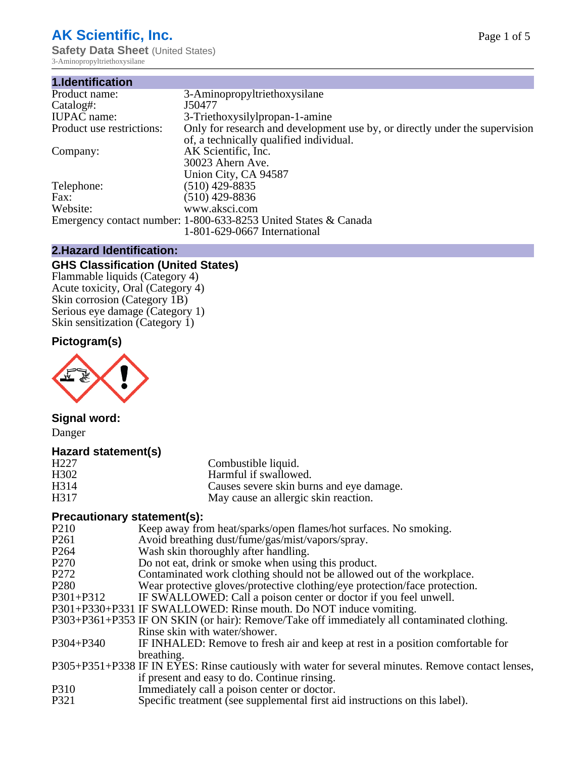# AK Scientific, Inc.

**Safety Data Sheet** (United States)

3-Aminopropyltriethoxysilane

## 1.Identification

| | |
|---|---|
| Product name: | 3-Aminopropyltriethoxysilane |
| Catalog#: | J50477 |
| IUPAC name: | 3-Triethoxysilylpropan-1-amine |
| Product use restrictions: | Only for research and development use by, or directly under the supervision of, a technically qualified individual. |
| Company: | AK Scientific, Inc.<br>30023 Ahern Ave.<br>Union City, CA 94587 |
| Telephone: | (510) 429-8835 |
| Fax: | (510) 429-8836 |
| Website: | www.aksci.com |
| Emergency contact number: | 1-800-633-8253 United States & Canada<br>1-801-629-0667 International |

## 2.Hazard Identification:

### GHS Classification (United States)

Flammable liquids (Category 4)
Acute toxicity, Oral (Category 4)
Skin corrosion (Category 1B)
Serious eye damage (Category 1)
Skin sensitization (Category 1)

### Pictogram(s)

### Signal word:

Danger

### Hazard statement(s)

| | |
|---|---|
| H227 | Combustible liquid. |
| H302 | Harmful if swallowed. |
| H314 | Causes severe skin burns and eye damage. |
| H317 | May cause an allergic skin reaction. |

### Precautionary statement(s):

| | |
|---|---|
| P210 | Keep away from heat/sparks/open flames/hot surfaces. No smoking. |
| P261 | Avoid breathing dust/fume/gas/mist/vapors/spray. |
| P264 | Wash skin thoroughly after handling. |
| P270 | Do not eat, drink or smoke when using this product. |
| P272 | Contaminated work clothing should not be allowed out of the workplace. |
| P280 | Wear protective gloves/protective clothing/eye protection/face protection. |
| P301+P312 | IF SWALLOWED: Call a poison center or doctor if you feel unwell. |
| P301+P330+P331 | IF SWALLOWED: Rinse mouth. Do NOT induce vomiting. |
| P303+P361+P353 | IF ON SKIN (or hair): Remove/Take off immediately all contaminated clothing. Rinse skin with water/shower. |
| P304+P340 | IF INHALED: Remove to fresh air and keep at rest in a position comfortable for breathing. |
| P305+P351+P338 | IF IN EYES: Rinse cautiously with water for several minutes. Remove contact lenses, if present and easy to do. Continue rinsing. |
| P310 | Immediately call a poison center or doctor. |
| P321 | Specific treatment (see supplemental first aid instructions on this label). |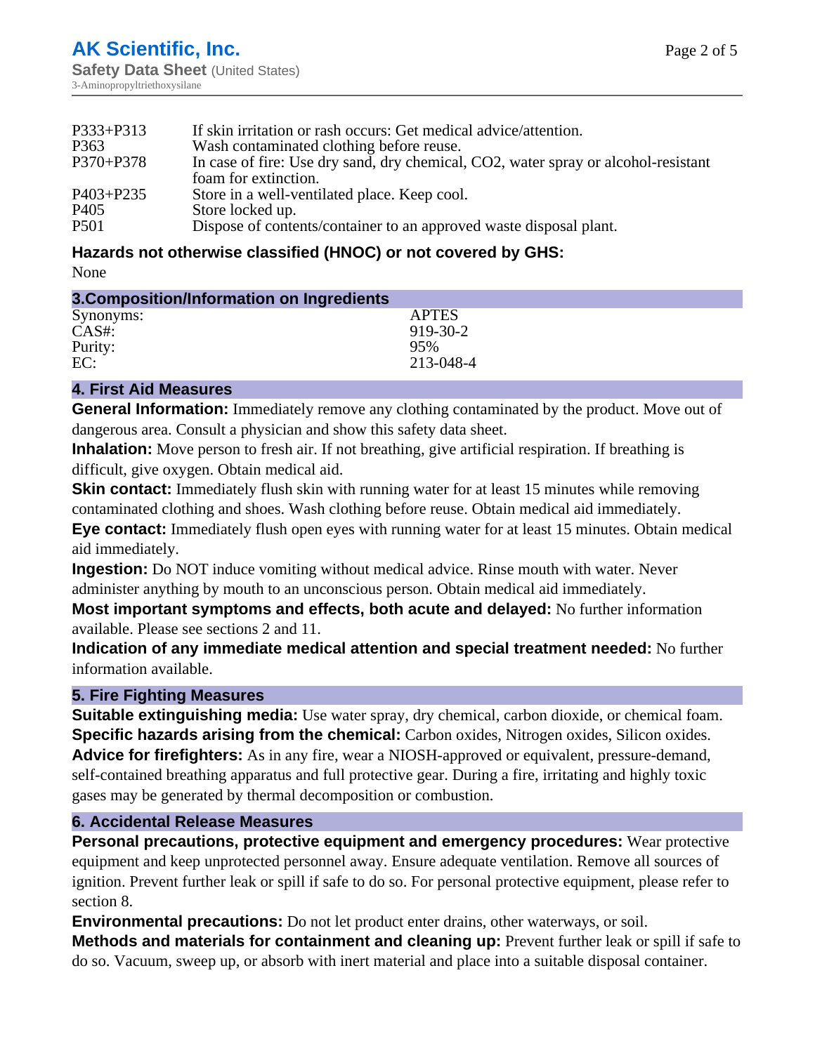| | |
|---|---|
| P333+P313 | If skin irritation or rash occurs: Get medical advice/attention. |
| P363 | Wash contaminated clothing before reuse. |
| P370+P378 | In case of fire: Use dry sand, dry chemical, CO2, water spray or alcohol-resistant foam for extinction. |
| P403+P235 | Store in a well-ventilated place. Keep cool. |
| P405 | Store locked up. |
| P501 | Dispose of contents/container to an approved waste disposal plant. |

### Hazards not otherwise classified (HNOC) or not covered by GHS:

None

## 3.Composition/Information on Ingredients

| | |
|---|---|
| Synonyms: | APTES |
| CAS#: | 919-30-2 |
| Purity: | 95% |
| EC: | 213-048-4 |

## 4. First Aid Measures

**General Information:** Immediately remove any clothing contaminated by the product. Move out of dangerous area. Consult a physician and show this safety data sheet.

**Inhalation:** Move person to fresh air. If not breathing, give artificial respiration. If breathing is difficult, give oxygen. Obtain medical aid.

**Skin contact:** Immediately flush skin with running water for at least 15 minutes while removing contaminated clothing and shoes. Wash clothing before reuse. Obtain medical aid immediately.

**Eye contact:** Immediately flush open eyes with running water for at least 15 minutes. Obtain medical aid immediately.

**Ingestion:** Do NOT induce vomiting without medical advice. Rinse mouth with water. Never administer anything by mouth to an unconscious person. Obtain medical aid immediately.

**Most important symptoms and effects, both acute and delayed:** No further information available. Please see sections 2 and 11.

**Indication of any immediate medical attention and special treatment needed:** No further information available.

## 5. Fire Fighting Measures

**Suitable extinguishing media:** Use water spray, dry chemical, carbon dioxide, or chemical foam.

**Specific hazards arising from the chemical:** Carbon oxides, Nitrogen oxides, Silicon oxides.

**Advice for firefighters:** As in any fire, wear a NIOSH-approved or equivalent, pressure-demand, self-contained breathing apparatus and full protective gear. During a fire, irritating and highly toxic gases may be generated by thermal decomposition or combustion.

## 6. Accidental Release Measures

**Personal precautions, protective equipment and emergency procedures:** Wear protective equipment and keep unprotected personnel away. Ensure adequate ventilation. Remove all sources of ignition. Prevent further leak or spill if safe to do so. For personal protective equipment, please refer to section 8.

**Environmental precautions:** Do not let product enter drains, other waterways, or soil.

**Methods and materials for containment and cleaning up:** Prevent further leak or spill if safe to do so. Vacuum, sweep up, or absorb with inert material and place into a suitable disposal container.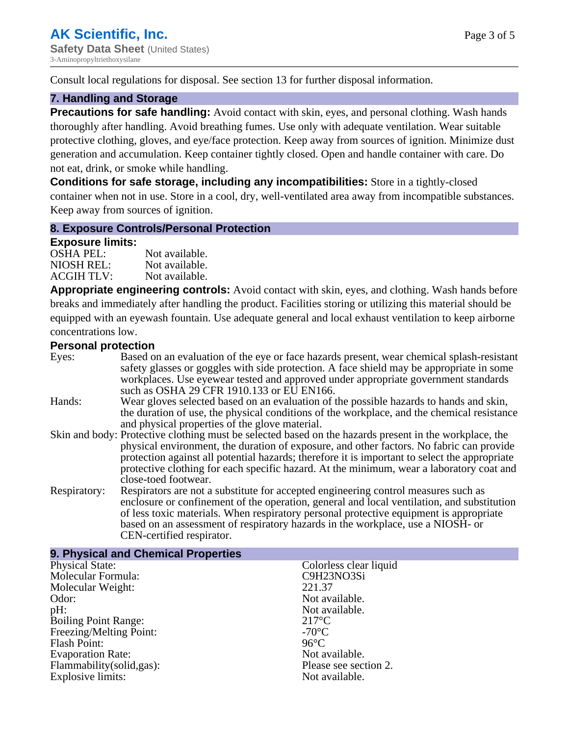Consult local regulations for disposal. See section 13 for further disposal information.

## 7. Handling and Storage

**Precautions for safe handling:** Avoid contact with skin, eyes, and personal clothing. Wash hands thoroughly after handling. Avoid breathing fumes. Use only with adequate ventilation. Wear suitable protective clothing, gloves, and eye/face protection. Keep away from sources of ignition. Minimize dust generation and accumulation. Keep container tightly closed. Open and handle container with care. Do not eat, drink, or smoke while handling.

**Conditions for safe storage, including any incompatibilities:** Store in a tightly-closed container when not in use. Store in a cool, dry, well-ventilated area away from incompatible substances. Keep away from sources of ignition.

## 8. Exposure Controls/Personal Protection

**Exposure limits:**

| | |
|---|---|
| OSHA PEL: | Not available. |
| NIOSH REL: | Not available. |
| ACGIH TLV: | Not available. |

**Appropriate engineering controls:** Avoid contact with skin, eyes, and clothing. Wash hands before breaks and immediately after handling the product. Facilities storing or utilizing this material should be equipped with an eyewash fountain. Use adequate general and local exhaust ventilation to keep airborne concentrations low.

**Personal protection**

| | |
|---|---|
| Eyes: | Based on an evaluation of the eye or face hazards present, wear chemical splash-resistant safety glasses or goggles with side protection. A face shield may be appropriate in some workplaces. Use eyewear tested and approved under appropriate government standards such as OSHA 29 CFR 1910.133 or EU EN166. |
| Hands: | Wear gloves selected based on an evaluation of the possible hazards to hands and skin, the duration of use, the physical conditions of the workplace, and the chemical resistance and physical properties of the glove material. |
| Skin and body: | Protective clothing must be selected based on the hazards present in the workplace, the physical environment, the duration of exposure, and other factors. No fabric can provide protection against all potential hazards; therefore it is important to select the appropriate protective clothing for each specific hazard. At the minimum, wear a laboratory coat and close-toed footwear. |
| Respiratory: | Respirators are not a substitute for accepted engineering control measures such as enclosure or confinement of the operation, general and local ventilation, and substitution of less toxic materials. When respiratory personal protective equipment is appropriate based on an assessment of respiratory hazards in the workplace, use a NIOSH- or CEN-certified respirator. |

## 9. Physical and Chemical Properties

| | |
|---|---|
| Physical State: | Colorless clear liquid |
| Molecular Formula: | C9H23NO3Si |
| Molecular Weight: | 221.37 |
| Odor: | Not available. |
| pH: | Not available. |
| Boiling Point Range: | 217°C |
| Freezing/Melting Point: | -70°C |
| Flash Point: | 96°C |
| Evaporation Rate: | Not available. |
| Flammability(solid,gas): | Please see section 2. |
| Explosive limits: | Not available. |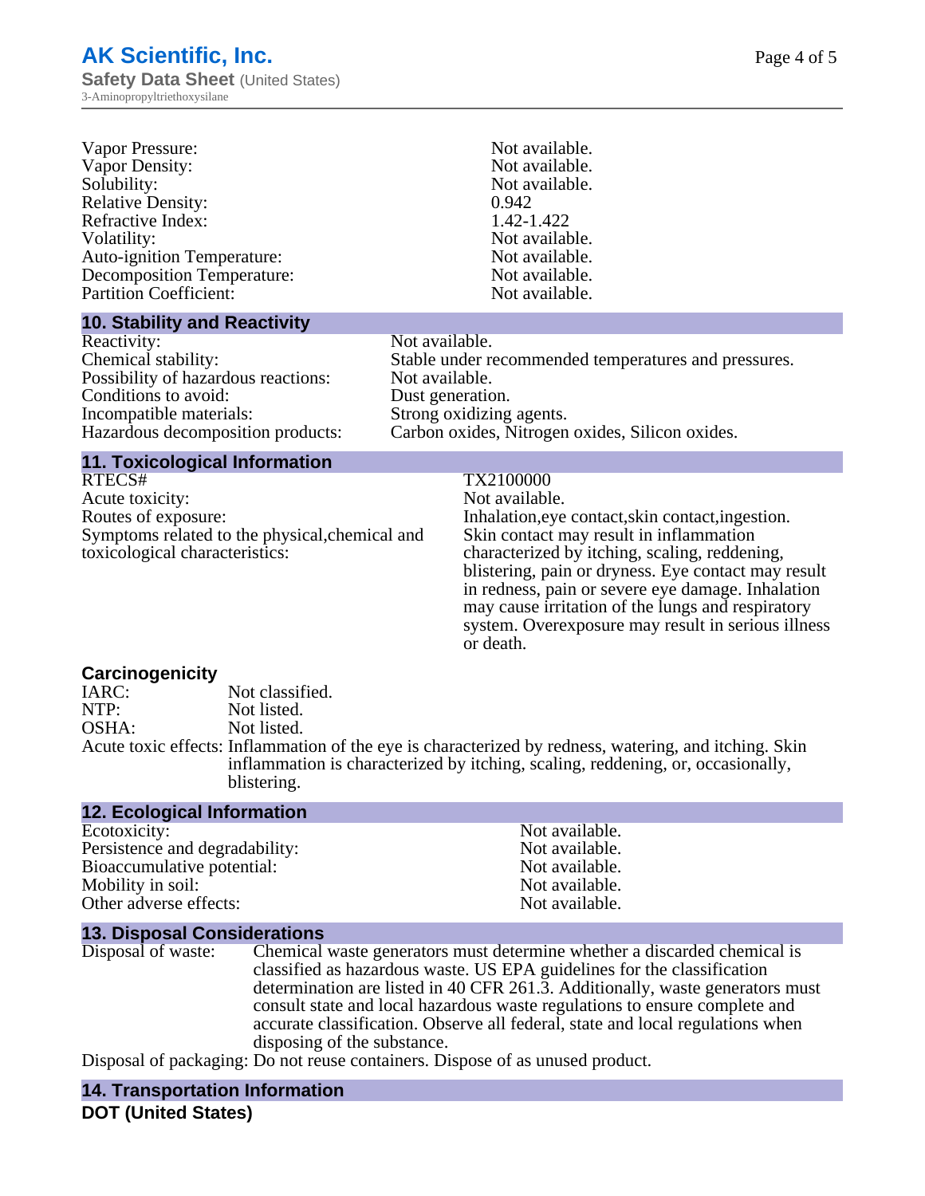| | |
|---|---|
| Vapor Pressure: | Not available. |
| Vapor Density: | Not available. |
| Solubility: | Not available. |
| Relative Density: | 0.942 |
| Refractive Index: | 1.42-1.422 |
| Volatility: | Not available. |
| Auto-ignition Temperature: | Not available. |
| Decomposition Temperature: | Not available. |
| Partition Coefficient: | Not available. |

## 10. Stability and Reactivity

| | |
|---|---|
| Reactivity: | Not available. |
| Chemical stability: | Stable under recommended temperatures and pressures. |
| Possibility of hazardous reactions: | Not available. |
| Conditions to avoid: | Dust generation. |
| Incompatible materials: | Strong oxidizing agents. |
| Hazardous decomposition products: | Carbon oxides, Nitrogen oxides, Silicon oxides. |

## 11. Toxicological Information

| | |
|---|---|
| RTECS# | TX2100000 |
| Acute toxicity: | Not available. |
| Routes of exposure: | Inhalation,eye contact,skin contact,ingestion. |
| Symptoms related to the physical,chemical and toxicological characteristics: | Skin contact may result in inflammation characterized by itching, scaling, reddening, blistering, pain or dryness. Eye contact may result in redness, pain or severe eye damage. Inhalation may cause irritation of the lungs and respiratory system. Overexposure may result in serious illness or death. |

### Carcinogenicity

| | |
|---|---|
| IARC: | Not classified. |
| NTP: | Not listed. |
| OSHA: | Not listed. |

Acute toxic effects: Inflammation of the eye is characterized by redness, watering, and itching. Skin inflammation is characterized by itching, scaling, reddening, or, occasionally, blistering.

## 12. Ecological Information

| | |
|---|---|
| Ecotoxicity: | Not available. |
| Persistence and degradability: | Not available. |
| Bioaccumulative potential: | Not available. |
| Mobility in soil: | Not available. |
| Other adverse effects: | Not available. |

## 13. Disposal Considerations

Disposal of waste: Chemical waste generators must determine whether a discarded chemical is classified as hazardous waste. US EPA guidelines for the classification determination are listed in 40 CFR 261.3. Additionally, waste generators must consult state and local hazardous waste regulations to ensure complete and accurate classification. Observe all federal, state and local regulations when disposing of the substance.

Disposal of packaging: Do not reuse containers. Dispose of as unused product.

## 14. Transportation Information

**DOT (United States)**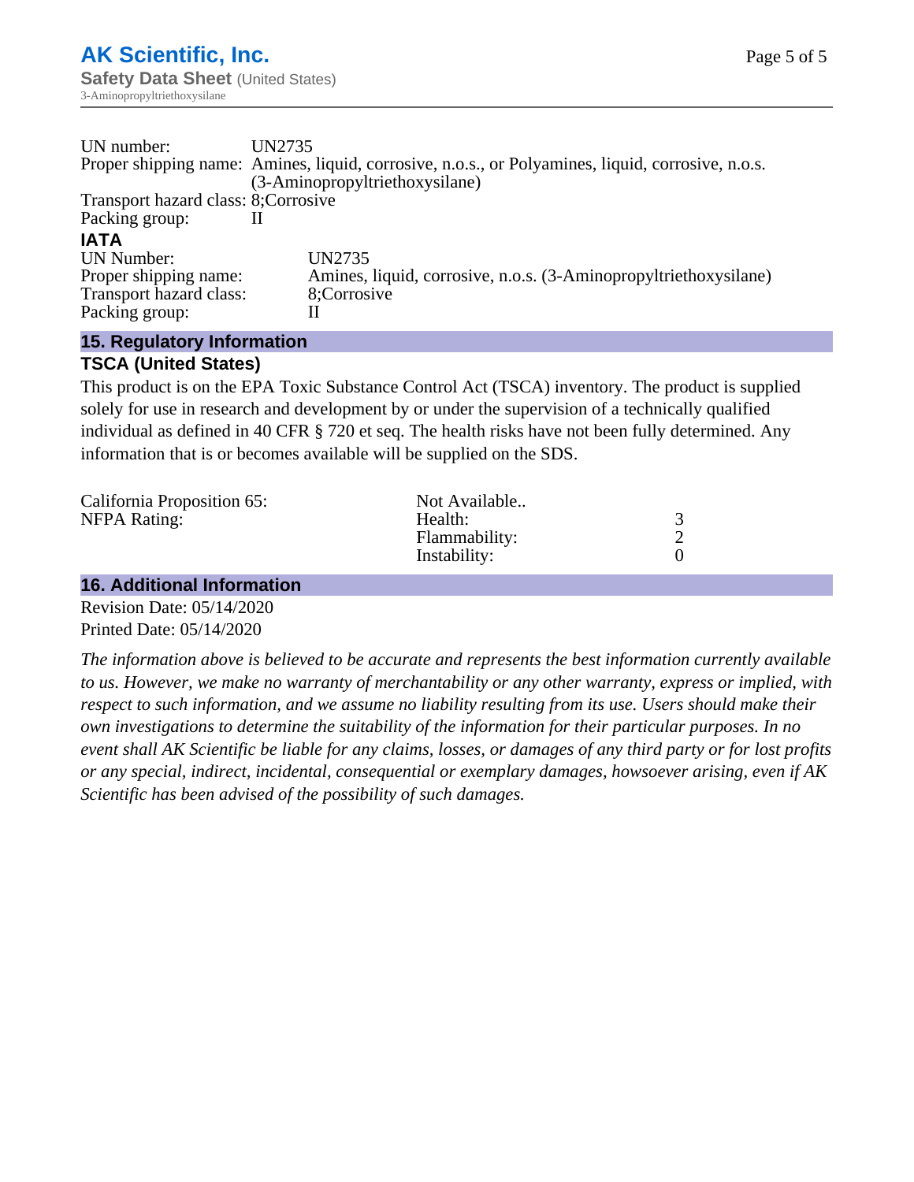UN number: UN2735
Proper shipping name: Amines, liquid, corrosive, n.o.s., or Polyamines, liquid, corrosive, n.o.s. (3-Aminopropyltriethoxysilane)
Transport hazard class: 8;Corrosive
Packing group: II

**IATA**

| | |
|---|---|
| UN Number: | UN2735 |
| Proper shipping name: | Amines, liquid, corrosive, n.o.s. (3-Aminopropyltriethoxysilane) |
| Transport hazard class: | 8;Corrosive |
| Packing group: | II |

## 15. Regulatory Information

### TSCA (United States)

This product is on the EPA Toxic Substance Control Act (TSCA) inventory. The product is supplied solely for use in research and development by or under the supervision of a technically qualified individual as defined in 40 CFR § 720 et seq. The health risks have not been fully determined. Any information that is or becomes available will be supplied on the SDS.

| | | |
|---|---|---|
| California Proposition 65: | Not Available.. | |
| NFPA Rating: | Health: | 3 |
| | Flammability: | 2 |
| | Instability: | 0 |

## 16. Additional Information

Revision Date: 05/14/2020
Printed Date: 05/14/2020

*The information above is believed to be accurate and represents the best information currently available to us. However, we make no warranty of merchantability or any other warranty, express or implied, with respect to such information, and we assume no liability resulting from its use. Users should make their own investigations to determine the suitability of the information for their particular purposes. In no event shall AK Scientific be liable for any claims, losses, or damages of any third party or for lost profits or any special, indirect, incidental, consequential or exemplary damages, howsoever arising, even if AK Scientific has been advised of the possibility of such damages.*